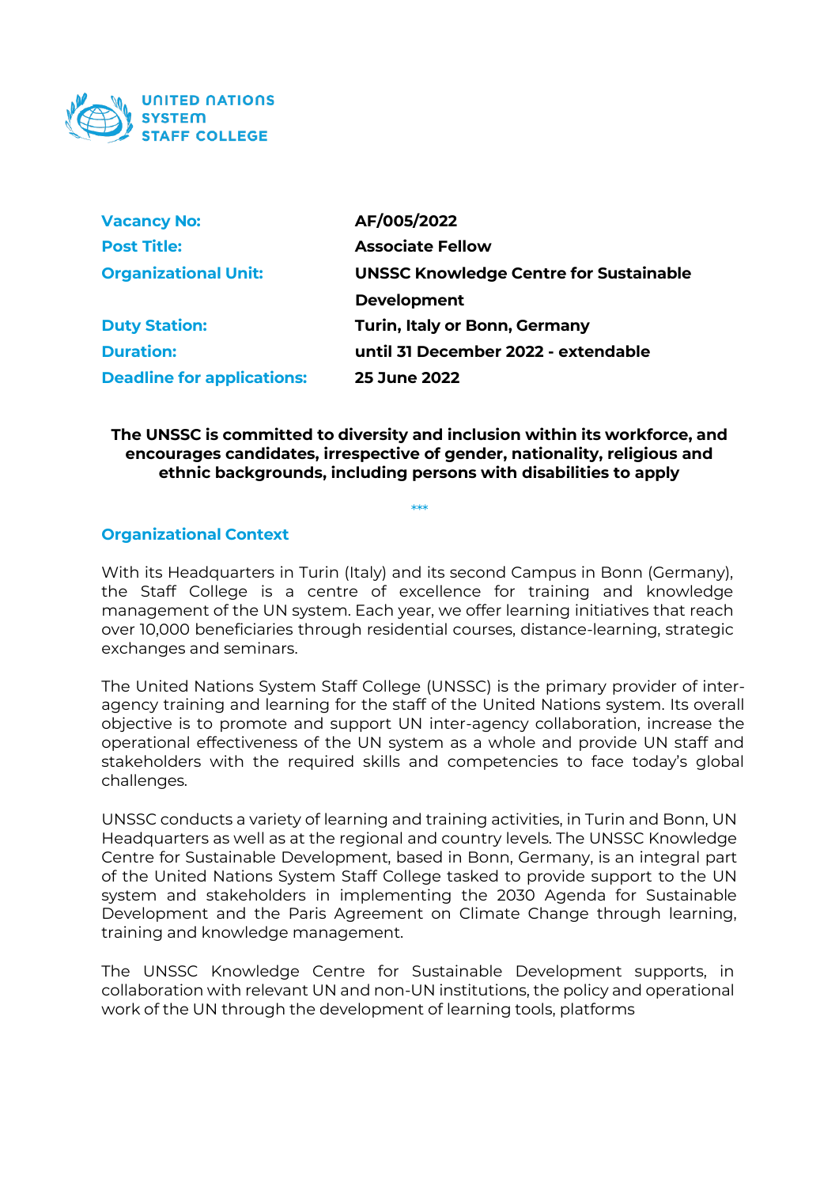UNITED NATIONS SYSTEM STAFF COLLEGE

| | |
|---|---|
| **Vacancy No:** | **AF/005/2022** |
| **Post Title:** | **Associate Fellow** |
| **Organizational Unit:** | **UNSSC Knowledge Centre for Sustainable Development** |
| **Duty Station:** | **Turin, Italy or Bonn, Germany** |
| **Duration:** | **until 31 December 2022 - extendable** |
| **Deadline for applications:** | **25 June 2022** |

**The UNSSC is committed to diversity and inclusion within its workforce, and encourages candidates, irrespective of gender, nationality, religious and ethnic backgrounds, including persons with disabilities to apply**

***

## Organizational Context

With its Headquarters in Turin (Italy) and its second Campus in Bonn (Germany), the Staff College is a centre of excellence for training and knowledge management of the UN system. Each year, we offer learning initiatives that reach over 10,000 beneficiaries through residential courses, distance-learning, strategic exchanges and seminars.

The United Nations System Staff College (UNSSC) is the primary provider of inter-agency training and learning for the staff of the United Nations system. Its overall objective is to promote and support UN inter-agency collaboration, increase the operational effectiveness of the UN system as a whole and provide UN staff and stakeholders with the required skills and competencies to face today's global challenges.

UNSSC conducts a variety of learning and training activities, in Turin and Bonn, UN Headquarters as well as at the regional and country levels. The UNSSC Knowledge Centre for Sustainable Development, based in Bonn, Germany, is an integral part of the United Nations System Staff College tasked to provide support to the UN system and stakeholders in implementing the 2030 Agenda for Sustainable Development and the Paris Agreement on Climate Change through learning, training and knowledge management.

The UNSSC Knowledge Centre for Sustainable Development supports, in collaboration with relevant UN and non-UN institutions, the policy and operational work of the UN through the development of learning tools, platforms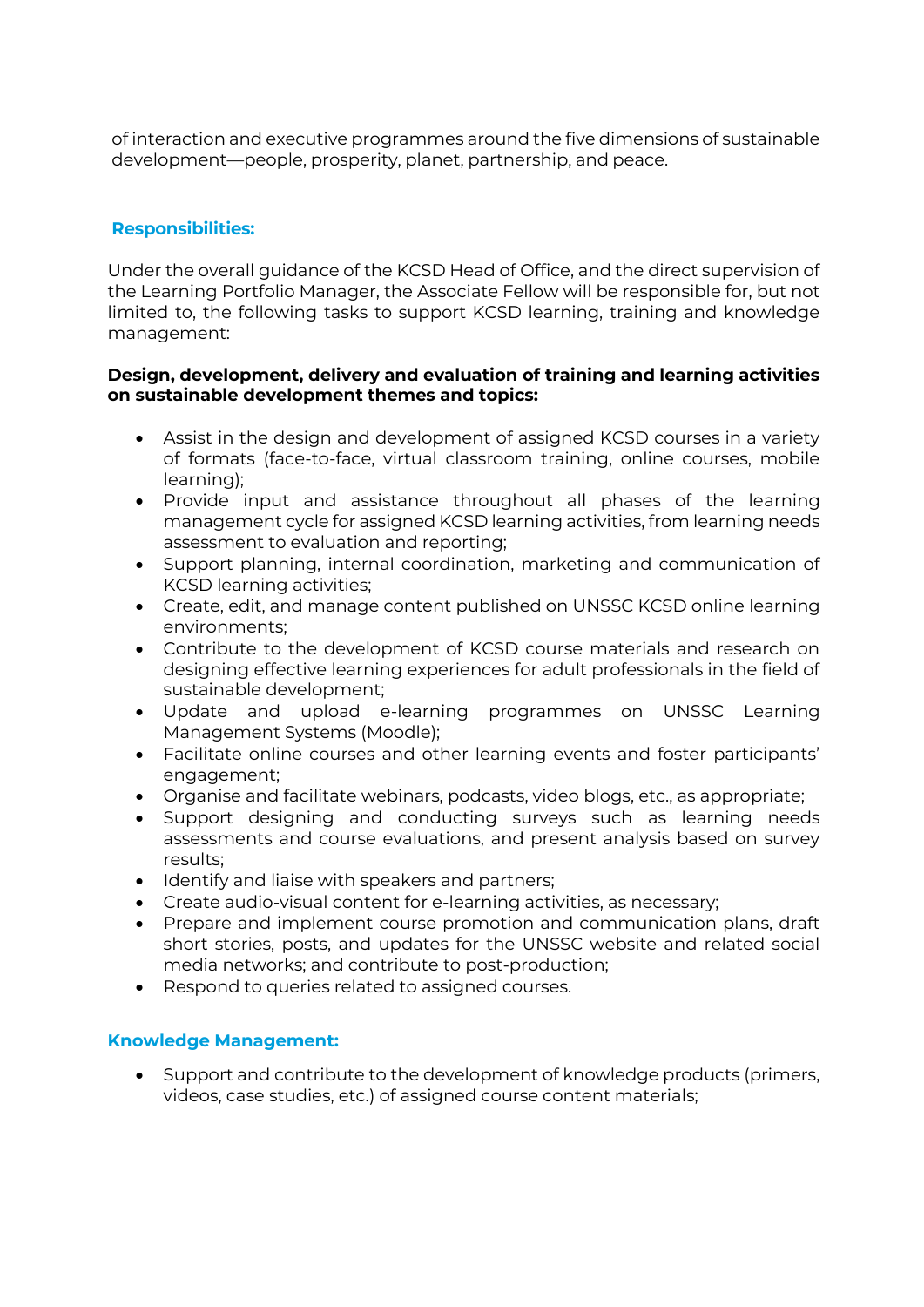of interaction and executive programmes around the five dimensions of sustainable development—people, prosperity, planet, partnership, and peace.

## Responsibilities:

Under the overall guidance of the KCSD Head of Office, and the direct supervision of the Learning Portfolio Manager, the Associate Fellow will be responsible for, but not limited to, the following tasks to support KCSD learning, training and knowledge management:

**Design, development, delivery and evaluation of training and learning activities on sustainable development themes and topics:**

- Assist in the design and development of assigned KCSD courses in a variety of formats (face-to-face, virtual classroom training, online courses, mobile learning);
- Provide input and assistance throughout all phases of the learning management cycle for assigned KCSD learning activities, from learning needs assessment to evaluation and reporting;
- Support planning, internal coordination, marketing and communication of KCSD learning activities;
- Create, edit, and manage content published on UNSSC KCSD online learning environments;
- Contribute to the development of KCSD course materials and research on designing effective learning experiences for adult professionals in the field of sustainable development;
- Update and upload e-learning programmes on UNSSC Learning Management Systems (Moodle);
- Facilitate online courses and other learning events and foster participants' engagement;
- Organise and facilitate webinars, podcasts, video blogs, etc., as appropriate;
- Support designing and conducting surveys such as learning needs assessments and course evaluations, and present analysis based on survey results;
- Identify and liaise with speakers and partners;
- Create audio-visual content for e-learning activities, as necessary;
- Prepare and implement course promotion and communication plans, draft short stories, posts, and updates for the UNSSC website and related social media networks; and contribute to post-production;
- Respond to queries related to assigned courses.

## Knowledge Management:

- Support and contribute to the development of knowledge products (primers, videos, case studies, etc.) of assigned course content materials;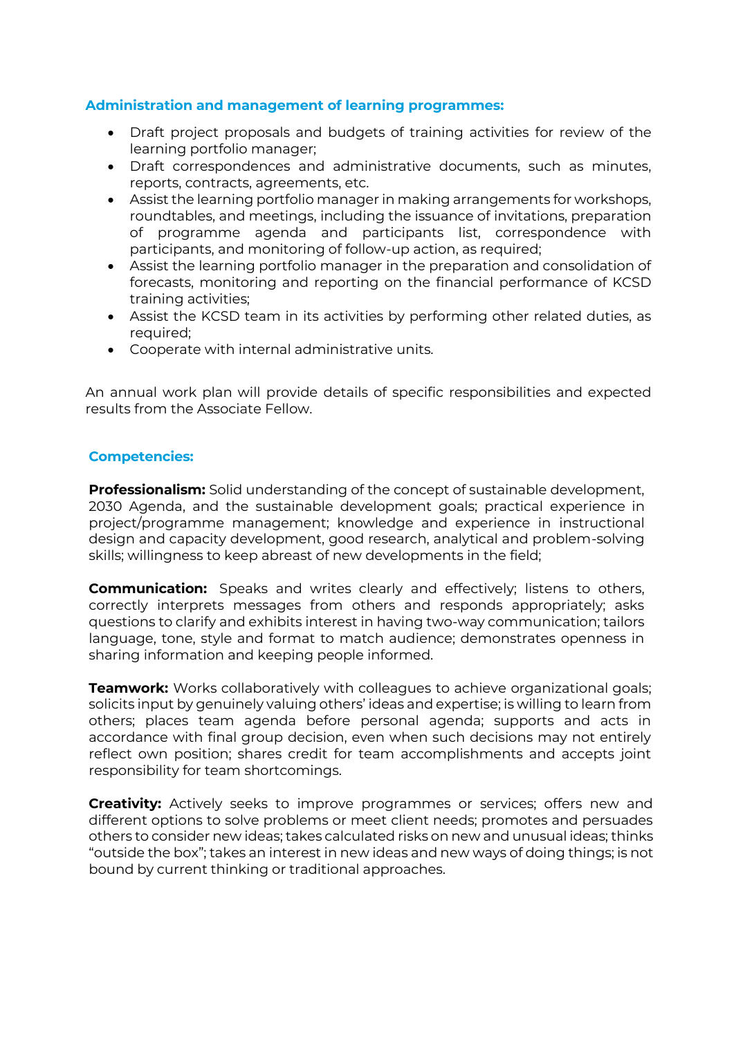### Administration and management of learning programmes:

- Draft project proposals and budgets of training activities for review of the learning portfolio manager;
- Draft correspondences and administrative documents, such as minutes, reports, contracts, agreements, etc.
- Assist the learning portfolio manager in making arrangements for workshops, roundtables, and meetings, including the issuance of invitations, preparation of programme agenda and participants list, correspondence with participants, and monitoring of follow-up action, as required;
- Assist the learning portfolio manager in the preparation and consolidation of forecasts, monitoring and reporting on the financial performance of KCSD training activities;
- Assist the KCSD team in its activities by performing other related duties, as required;
- Cooperate with internal administrative units.

An annual work plan will provide details of specific responsibilities and expected results from the Associate Fellow.

### Competencies:

**Professionalism:** Solid understanding of the concept of sustainable development, 2030 Agenda, and the sustainable development goals; practical experience in project/programme management; knowledge and experience in instructional design and capacity development, good research, analytical and problem-solving skills; willingness to keep abreast of new developments in the field;

**Communication:** Speaks and writes clearly and effectively; listens to others, correctly interprets messages from others and responds appropriately; asks questions to clarify and exhibits interest in having two-way communication; tailors language, tone, style and format to match audience; demonstrates openness in sharing information and keeping people informed.

**Teamwork:** Works collaboratively with colleagues to achieve organizational goals; solicits input by genuinely valuing others' ideas and expertise; is willing to learn from others; places team agenda before personal agenda; supports and acts in accordance with final group decision, even when such decisions may not entirely reflect own position; shares credit for team accomplishments and accepts joint responsibility for team shortcomings.

**Creativity:** Actively seeks to improve programmes or services; offers new and different options to solve problems or meet client needs; promotes and persuades others to consider new ideas; takes calculated risks on new and unusual ideas; thinks "outside the box"; takes an interest in new ideas and new ways of doing things; is not bound by current thinking or traditional approaches.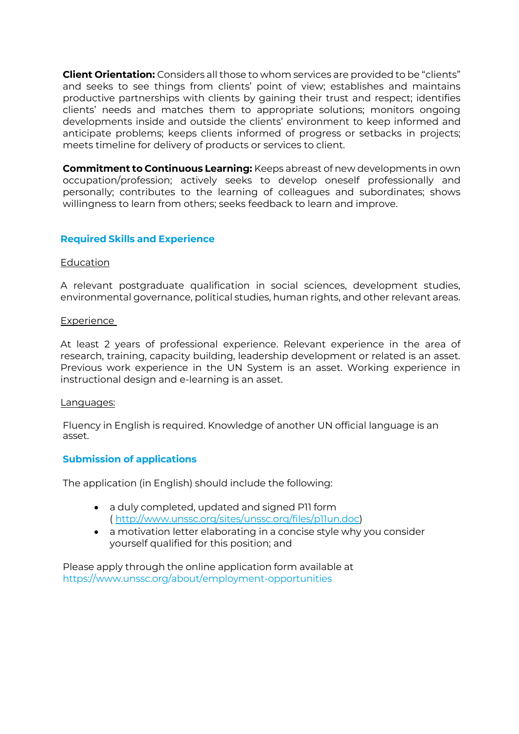**Client Orientation:** Considers all those to whom services are provided to be "clients" and seeks to see things from clients' point of view; establishes and maintains productive partnerships with clients by gaining their trust and respect; identifies clients' needs and matches them to appropriate solutions; monitors ongoing developments inside and outside the clients' environment to keep informed and anticipate problems; keeps clients informed of progress or setbacks in projects; meets timeline for delivery of products or services to client.

**Commitment to Continuous Learning:** Keeps abreast of new developments in own occupation/profession; actively seeks to develop oneself professionally and personally; contributes to the learning of colleagues and subordinates; shows willingness to learn from others; seeks feedback to learn and improve.

## Required Skills and Experience

### Education

A relevant postgraduate qualification in social sciences, development studies, environmental governance, political studies, human rights, and other relevant areas.

### Experience

At least 2 years of professional experience. Relevant experience in the area of research, training, capacity building, leadership development or related is an asset. Previous work experience in the UN System is an asset. Working experience in instructional design and e-learning is an asset.

### Languages:

Fluency in English is required. Knowledge of another UN official language is an asset.

## Submission of applications

The application (in English) should include the following:

- a duly completed, updated and signed P11 form ( http://www.unssc.org/sites/unssc.org/files/p11un.doc)
- a motivation letter elaborating in a concise style why you consider yourself qualified for this position; and

Please apply through the online application form available at https://www.unssc.org/about/employment-opportunities